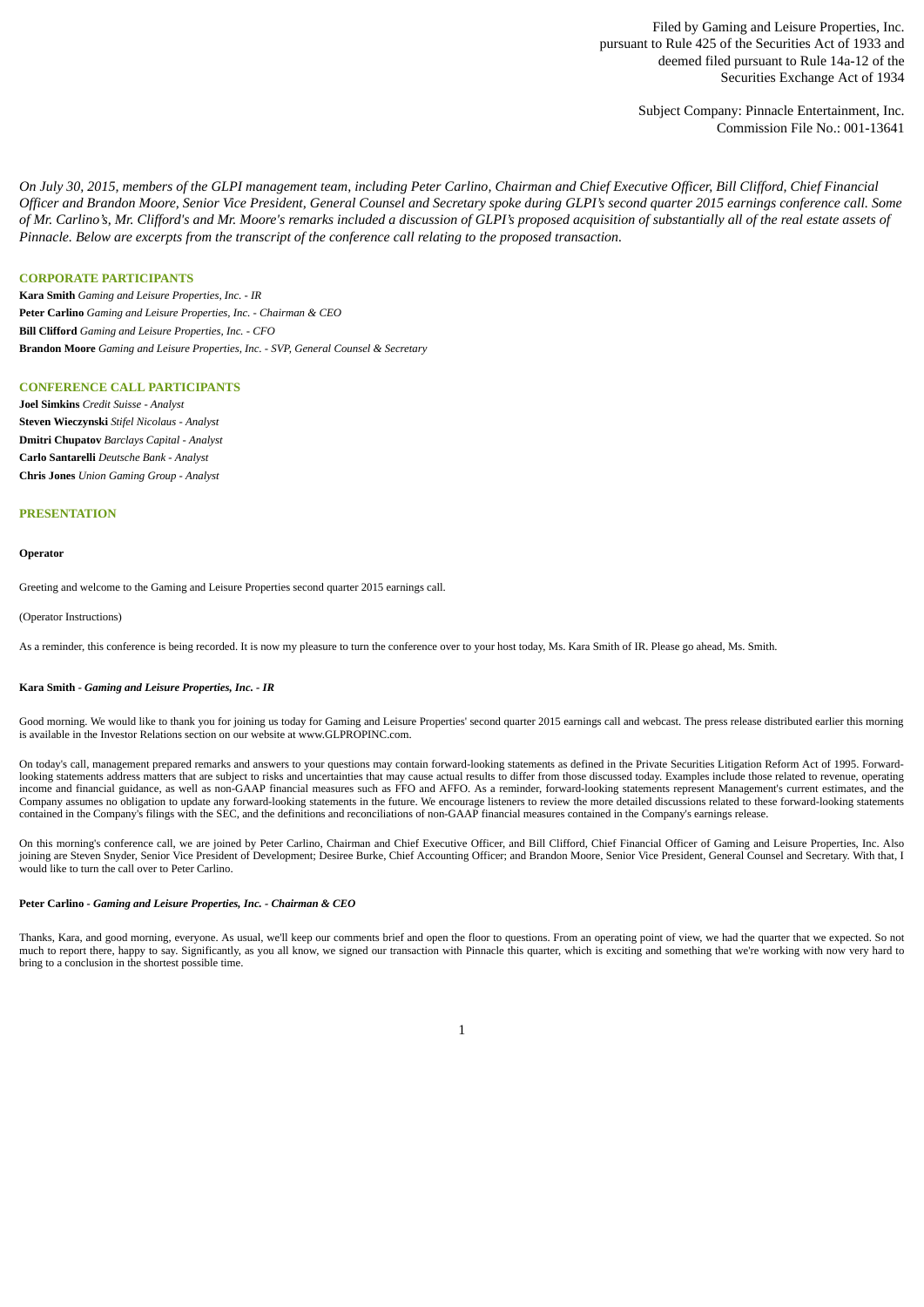Filed by Gaming and Leisure Properties, Inc.
pursuant to Rule 425 of the Securities Act of 1933 and
deemed filed pursuant to Rule 14a-12 of the
Securities Exchange Act of 1934

Subject Company: Pinnacle Entertainment, Inc.
Commission File No.: 001-13641

*On July 30, 2015, members of the GLPI management team, including Peter Carlino, Chairman and Chief Executive Officer, Bill Clifford, Chief Financial Officer and Brandon Moore, Senior Vice President, General Counsel and Secretary spoke during GLPI's second quarter 2015 earnings conference call. Some of Mr. Carlino's, Mr. Clifford's and Mr. Moore's remarks included a discussion of GLPI's proposed acquisition of substantially all of the real estate assets of Pinnacle. Below are excerpts from the transcript of the conference call relating to the proposed transaction.*

## CORPORATE PARTICIPANTS

**Kara Smith** *Gaming and Leisure Properties, Inc. - IR*
**Peter Carlino** *Gaming and Leisure Properties, Inc. - Chairman & CEO*
**Bill Clifford** *Gaming and Leisure Properties, Inc. - CFO*
**Brandon Moore** *Gaming and Leisure Properties, Inc. - SVP, General Counsel & Secretary*

## CONFERENCE CALL PARTICIPANTS

**Joel Simkins** *Credit Suisse - Analyst*
**Steven Wieczynski** *Stifel Nicolaus - Analyst*
**Dmitri Chupatov** *Barclays Capital - Analyst*
**Carlo Santarelli** *Deutsche Bank - Analyst*
**Chris Jones** *Union Gaming Group - Analyst*

## PRESENTATION

**Operator**

Greeting and welcome to the Gaming and Leisure Properties second quarter 2015 earnings call.

(Operator Instructions)

As a reminder, this conference is being recorded. It is now my pleasure to turn the conference over to your host today, Ms. Kara Smith of IR. Please go ahead, Ms. Smith.

**Kara Smith - *Gaming and Leisure Properties, Inc. - IR***

Good morning. We would like to thank you for joining us today for Gaming and Leisure Properties' second quarter 2015 earnings call and webcast. The press release distributed earlier this morning is available in the Investor Relations section on our website at www.GLPROPINC.com.

On today's call, management prepared remarks and answers to your questions may contain forward-looking statements as defined in the Private Securities Litigation Reform Act of 1995. Forward-looking statements address matters that are subject to risks and uncertainties that may cause actual results to differ from those discussed today. Examples include those related to revenue, operating income and financial guidance, as well as non-GAAP financial measures such as FFO and AFFO. As a reminder, forward-looking statements represent Management's current estimates, and the Company assumes no obligation to update any forward-looking statements in the future. We encourage listeners to review the more detailed discussions related to these forward-looking statements contained in the Company's filings with the SEC, and the definitions and reconciliations of non-GAAP financial measures contained in the Company's earnings release.

On this morning's conference call, we are joined by Peter Carlino, Chairman and Chief Executive Officer, and Bill Clifford, Chief Financial Officer of Gaming and Leisure Properties, Inc. Also joining are Steven Snyder, Senior Vice President of Development; Desiree Burke, Chief Accounting Officer; and Brandon Moore, Senior Vice President, General Counsel and Secretary. With that, I would like to turn the call over to Peter Carlino.

**Peter Carlino - *Gaming and Leisure Properties, Inc. - Chairman & CEO***

Thanks, Kara, and good morning, everyone. As usual, we'll keep our comments brief and open the floor to questions. From an operating point of view, we had the quarter that we expected. So not much to report there, happy to say. Significantly, as you all know, we signed our transaction with Pinnacle this quarter, which is exciting and something that we're working with now very hard to bring to a conclusion in the shortest possible time.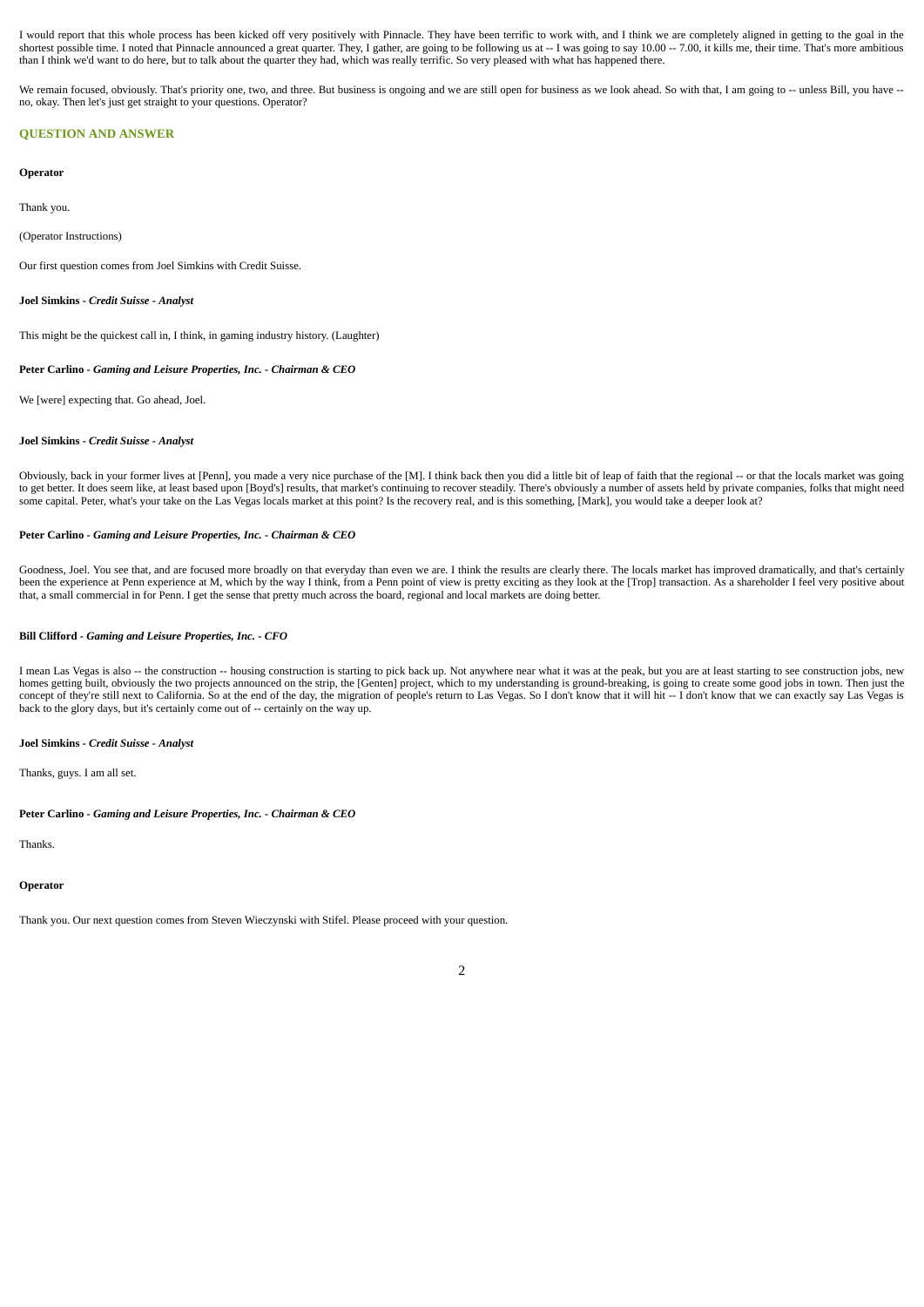I would report that this whole process has been kicked off very positively with Pinnacle. They have been terrific to work with, and I think we are completely aligned in getting to the goal in the shortest possible time. I noted that Pinnacle announced a great quarter. They, I gather, are going to be following us at -- I was going to say 10.00 -- 7.00, it kills me, their time. That's more ambitious than I think we'd want to do here, but to talk about the quarter they had, which was really terrific. So very pleased with what has happened there.

We remain focused, obviously. That's priority one, two, and three. But business is ongoing and we are still open for business as we look ahead. So with that, I am going to -- unless Bill, you have -- no, okay. Then let's just get straight to your questions. Operator?

## QUESTION AND ANSWER

**Operator**

Thank you.

(Operator Instructions)

Our first question comes from Joel Simkins with Credit Suisse.

**Joel Simkins** - *Credit Suisse - Analyst*

This might be the quickest call in, I think, in gaming industry history. (Laughter)

**Peter Carlino** - *Gaming and Leisure Properties, Inc. - Chairman & CEO*

We [were] expecting that. Go ahead, Joel.

**Joel Simkins** - *Credit Suisse - Analyst*

Obviously, back in your former lives at [Penn], you made a very nice purchase of the [M]. I think back then you did a little bit of leap of faith that the regional -- or that the locals market was going to get better. It does seem like, at least based upon [Boyd's] results, that market's continuing to recover steadily. There's obviously a number of assets held by private companies, folks that might need some capital. Peter, what's your take on the Las Vegas locals market at this point? Is the recovery real, and is this something, [Mark], you would take a deeper look at?

**Peter Carlino** - *Gaming and Leisure Properties, Inc. - Chairman & CEO*

Goodness, Joel. You see that, and are focused more broadly on that everyday than even we are. I think the results are clearly there. The locals market has improved dramatically, and that's certainly been the experience at Penn experience at M, which by the way I think, from a Penn point of view is pretty exciting as they look at the [Trop] transaction. As a shareholder I feel very positive about that, a small commercial in for Penn. I get the sense that pretty much across the board, regional and local markets are doing better.

**Bill Clifford** - *Gaming and Leisure Properties, Inc. - CFO*

I mean Las Vegas is also -- the construction -- housing construction is starting to pick back up. Not anywhere near what it was at the peak, but you are at least starting to see construction jobs, new homes getting built, obviously the two projects announced on the strip, the [Genten] project, which to my understanding is ground-breaking, is going to create some good jobs in town. Then just the concept of they're still next to California. So at the end of the day, the migration of people's return to Las Vegas. So I don't know that it will hit -- I don't know that we can exactly say Las Vegas is back to the glory days, but it's certainly come out of -- certainly on the way up.

**Joel Simkins** - *Credit Suisse - Analyst*

Thanks, guys. I am all set.

**Peter Carlino** - *Gaming and Leisure Properties, Inc. - Chairman & CEO*

Thanks.

**Operator**

Thank you. Our next question comes from Steven Wieczynski with Stifel. Please proceed with your question.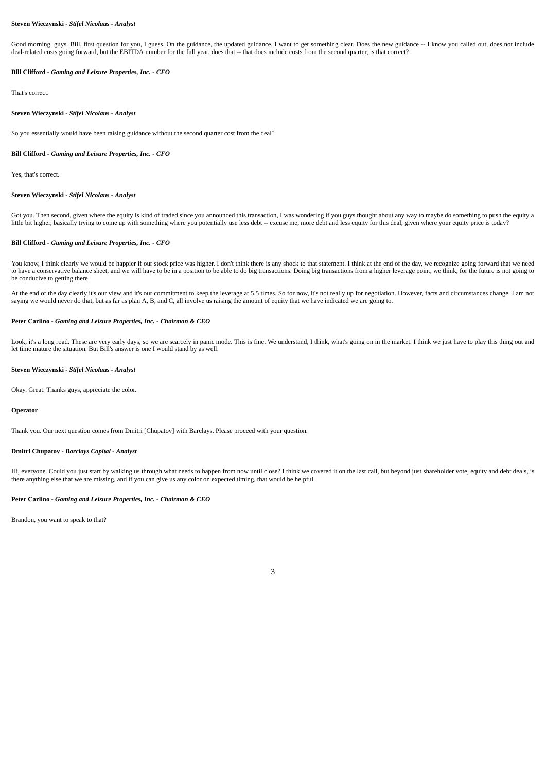**Steven Wieczynski** - *Stifel Nicolaus - Analyst*

Good morning, guys. Bill, first question for you, I guess. On the guidance, the updated guidance, I want to get something clear. Does the new guidance -- I know you called out, does not include deal-related costs going forward, but the EBITDA number for the full year, does that -- that does include costs from the second quarter, is that correct?

**Bill Clifford** - *Gaming and Leisure Properties, Inc. - CFO*

That's correct.

**Steven Wieczynski** - *Stifel Nicolaus - Analyst*

So you essentially would have been raising guidance without the second quarter cost from the deal?

**Bill Clifford** - *Gaming and Leisure Properties, Inc. - CFO*

Yes, that's correct.

**Steven Wieczynski** - *Stifel Nicolaus - Analyst*

Got you. Then second, given where the equity is kind of traded since you announced this transaction, I was wondering if you guys thought about any way to maybe do something to push the equity a little bit higher, basically trying to come up with something where you potentially use less debt -- excuse me, more debt and less equity for this deal, given where your equity price is today?

**Bill Clifford** - *Gaming and Leisure Properties, Inc. - CFO*

You know, I think clearly we would be happier if our stock price was higher. I don't think there is any shock to that statement. I think at the end of the day, we recognize going forward that we need to have a conservative balance sheet, and we will have to be in a position to be able to do big transactions. Doing big transactions from a higher leverage point, we think, for the future is not going to be conducive to getting there.

At the end of the day clearly it's our view and it's our commitment to keep the leverage at 5.5 times. So for now, it's not really up for negotiation. However, facts and circumstances change. I am not saying we would never do that, but as far as plan A, B, and C, all involve us raising the amount of equity that we have indicated we are going to.

**Peter Carlino** - *Gaming and Leisure Properties, Inc. - Chairman & CEO*

Look, it's a long road. These are very early days, so we are scarcely in panic mode. This is fine. We understand, I think, what's going on in the market. I think we just have to play this thing out and let time mature the situation. But Bill's answer is one I would stand by as well.

**Steven Wieczynski** - *Stifel Nicolaus - Analyst*

Okay. Great. Thanks guys, appreciate the color.

**Operator**

Thank you. Our next question comes from Dmitri [Chupatov] with Barclays. Please proceed with your question.

**Dmitri Chupatov** - *Barclays Capital - Analyst*

Hi, everyone. Could you just start by walking us through what needs to happen from now until close? I think we covered it on the last call, but beyond just shareholder vote, equity and debt deals, is there anything else that we are missing, and if you can give us any color on expected timing, that would be helpful.

**Peter Carlino** - *Gaming and Leisure Properties, Inc. - Chairman & CEO*

Brandon, you want to speak to that?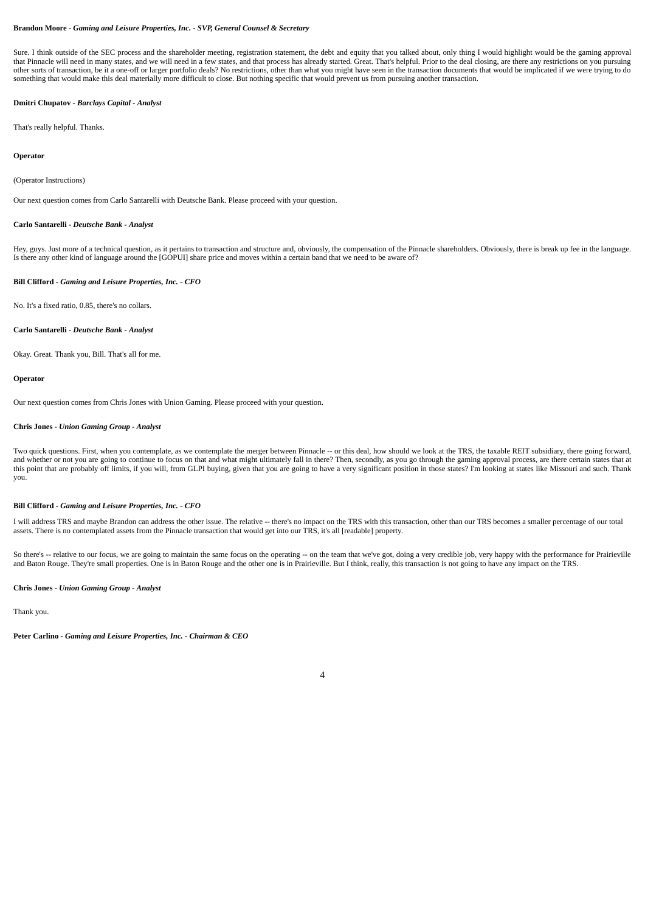**Brandon Moore** - *Gaming and Leisure Properties, Inc. - SVP, General Counsel & Secretary*

Sure. I think outside of the SEC process and the shareholder meeting, registration statement, the debt and equity that you talked about, only thing I would highlight would be the gaming approval that Pinnacle will need in many states, and we will need in a few states, and that process has already started. Great. That's helpful. Prior to the deal closing, are there any restrictions on you pursuing other sorts of transaction, be it a one-off or larger portfolio deals? No restrictions, other than what you might have seen in the transaction documents that would be implicated if we were trying to do something that would make this deal materially more difficult to close. But nothing specific that would prevent us from pursuing another transaction.

**Dmitri Chupatov** - *Barclays Capital - Analyst*

That's really helpful. Thanks.

**Operator**

(Operator Instructions)

Our next question comes from Carlo Santarelli with Deutsche Bank. Please proceed with your question.

**Carlo Santarelli** - *Deutsche Bank - Analyst*

Hey, guys. Just more of a technical question, as it pertains to transaction and structure and, obviously, the compensation of the Pinnacle shareholders. Obviously, there is break up fee in the language. Is there any other kind of language around the [GOPUI] share price and moves within a certain band that we need to be aware of?

**Bill Clifford** - *Gaming and Leisure Properties, Inc. - CFO*

No. It's a fixed ratio, 0.85, there's no collars.

**Carlo Santarelli** - *Deutsche Bank - Analyst*

Okay. Great. Thank you, Bill. That's all for me.

**Operator**

Our next question comes from Chris Jones with Union Gaming. Please proceed with your question.

**Chris Jones** - *Union Gaming Group - Analyst*

Two quick questions. First, when you contemplate, as we contemplate the merger between Pinnacle -- or this deal, how should we look at the TRS, the taxable REIT subsidiary, there going forward, and whether or not you are going to continue to focus on that and what might ultimately fall in there? Then, secondly, as you go through the gaming approval process, are there certain states that at this point that are probably off limits, if you will, from GLPI buying, given that you are going to have a very significant position in those states? I'm looking at states like Missouri and such. Thank you.

**Bill Clifford** - *Gaming and Leisure Properties, Inc. - CFO*

I will address TRS and maybe Brandon can address the other issue. The relative -- there's no impact on the TRS with this transaction, other than our TRS becomes a smaller percentage of our total assets. There is no contemplated assets from the Pinnacle transaction that would get into our TRS, it's all [readable] property.

So there's -- relative to our focus, we are going to maintain the same focus on the operating -- on the team that we've got, doing a very credible job, very happy with the performance for Prairieville and Baton Rouge. They're small properties. One is in Baton Rouge and the other one is in Prairieville. But I think, really, this transaction is not going to have any impact on the TRS.

**Chris Jones** - *Union Gaming Group - Analyst*

Thank you.

**Peter Carlino** - *Gaming and Leisure Properties, Inc. - Chairman & CEO*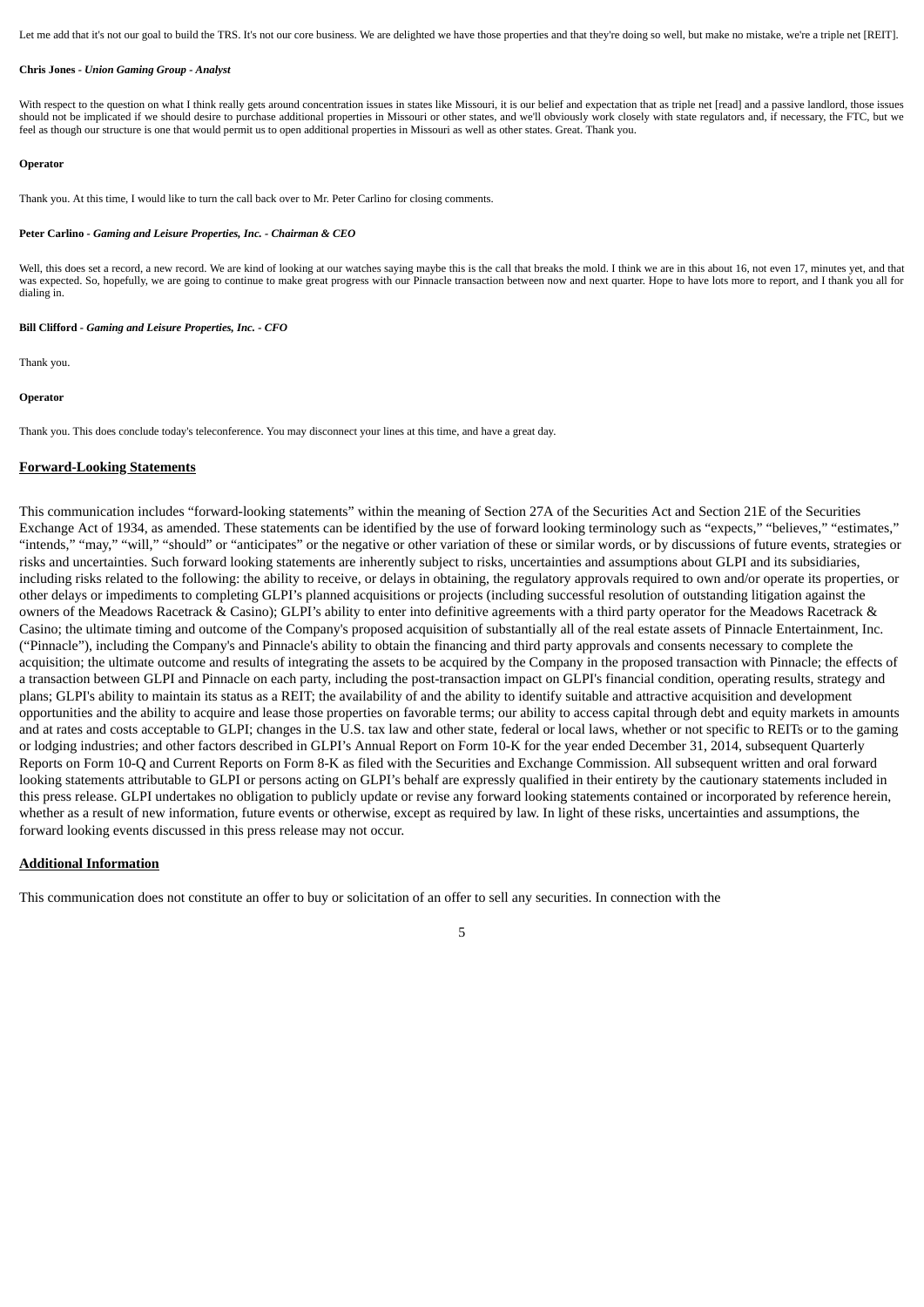Let me add that it's not our goal to build the TRS. It's not our core business. We are delighted we have those properties and that they're doing so well, but make no mistake, we're a triple net [REIT].

**Chris Jones** - ***Union Gaming Group - Analyst***

With respect to the question on what I think really gets around concentration issues in states like Missouri, it is our belief and expectation that as triple net [read] and a passive landlord, those issues should not be implicated if we should desire to purchase additional properties in Missouri or other states, and we'll obviously work closely with state regulators and, if necessary, the FTC, but we feel as though our structure is one that would permit us to open additional properties in Missouri as well as other states. Great. Thank you.

**Operator**

Thank you. At this time, I would like to turn the call back over to Mr. Peter Carlino for closing comments.

**Peter Carlino** - ***Gaming and Leisure Properties, Inc. - Chairman & CEO***

Well, this does set a record, a new record. We are kind of looking at our watches saying maybe this is the call that breaks the mold. I think we are in this about 16, not even 17, minutes yet, and that was expected. So, hopefully, we are going to continue to make great progress with our Pinnacle transaction between now and next quarter. Hope to have lots more to report, and I thank you all for dialing in.

**Bill Clifford** - ***Gaming and Leisure Properties, Inc. - CFO***

Thank you.

**Operator**

Thank you. This does conclude today's teleconference. You may disconnect your lines at this time, and have a great day.

**Forward-Looking Statements**

This communication includes "forward-looking statements" within the meaning of Section 27A of the Securities Act and Section 21E of the Securities Exchange Act of 1934, as amended. These statements can be identified by the use of forward looking terminology such as "expects," "believes," "estimates," "intends," "may," "will," "should" or "anticipates" or the negative or other variation of these or similar words, or by discussions of future events, strategies or risks and uncertainties. Such forward looking statements are inherently subject to risks, uncertainties and assumptions about GLPI and its subsidiaries, including risks related to the following: the ability to receive, or delays in obtaining, the regulatory approvals required to own and/or operate its properties, or other delays or impediments to completing GLPI's planned acquisitions or projects (including successful resolution of outstanding litigation against the owners of the Meadows Racetrack & Casino); GLPI's ability to enter into definitive agreements with a third party operator for the Meadows Racetrack & Casino; the ultimate timing and outcome of the Company's proposed acquisition of substantially all of the real estate assets of Pinnacle Entertainment, Inc. ("Pinnacle"), including the Company's and Pinnacle's ability to obtain the financing and third party approvals and consents necessary to complete the acquisition; the ultimate outcome and results of integrating the assets to be acquired by the Company in the proposed transaction with Pinnacle; the effects of a transaction between GLPI and Pinnacle on each party, including the post-transaction impact on GLPI's financial condition, operating results, strategy and plans; GLPI's ability to maintain its status as a REIT; the availability of and the ability to identify suitable and attractive acquisition and development opportunities and the ability to acquire and lease those properties on favorable terms; our ability to access capital through debt and equity markets in amounts and at rates and costs acceptable to GLPI; changes in the U.S. tax law and other state, federal or local laws, whether or not specific to REITs or to the gaming or lodging industries; and other factors described in GLPI's Annual Report on Form 10-K for the year ended December 31, 2014, subsequent Quarterly Reports on Form 10-Q and Current Reports on Form 8-K as filed with the Securities and Exchange Commission. All subsequent written and oral forward looking statements attributable to GLPI or persons acting on GLPI's behalf are expressly qualified in their entirety by the cautionary statements included in this press release. GLPI undertakes no obligation to publicly update or revise any forward looking statements contained or incorporated by reference herein, whether as a result of new information, future events or otherwise, except as required by law. In light of these risks, uncertainties and assumptions, the forward looking events discussed in this press release may not occur.

**Additional Information**

This communication does not constitute an offer to buy or solicitation of an offer to sell any securities. In connection with the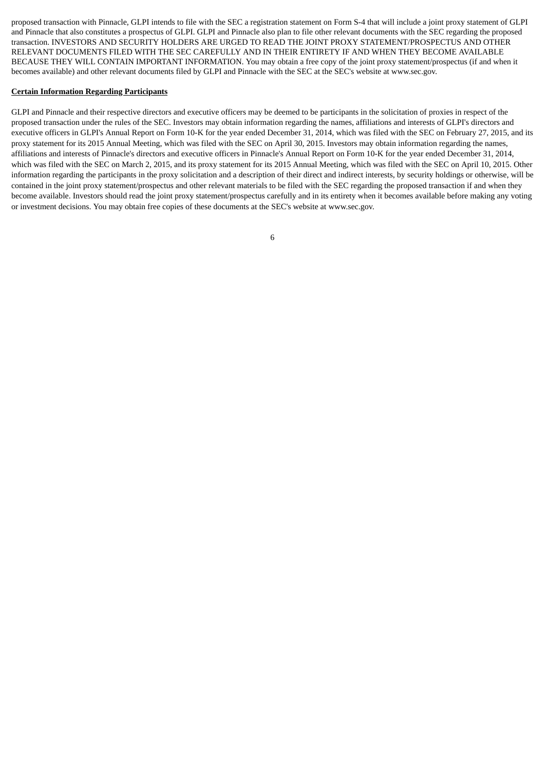proposed transaction with Pinnacle, GLPI intends to file with the SEC a registration statement on Form S-4 that will include a joint proxy statement of GLPI and Pinnacle that also constitutes a prospectus of GLPI. GLPI and Pinnacle also plan to file other relevant documents with the SEC regarding the proposed transaction. INVESTORS AND SECURITY HOLDERS ARE URGED TO READ THE JOINT PROXY STATEMENT/PROSPECTUS AND OTHER RELEVANT DOCUMENTS FILED WITH THE SEC CAREFULLY AND IN THEIR ENTIRETY IF AND WHEN THEY BECOME AVAILABLE BECAUSE THEY WILL CONTAIN IMPORTANT INFORMATION. You may obtain a free copy of the joint proxy statement/prospectus (if and when it becomes available) and other relevant documents filed by GLPI and Pinnacle with the SEC at the SEC's website at www.sec.gov.

**Certain Information Regarding Participants**

GLPI and Pinnacle and their respective directors and executive officers may be deemed to be participants in the solicitation of proxies in respect of the proposed transaction under the rules of the SEC. Investors may obtain information regarding the names, affiliations and interests of GLPI's directors and executive officers in GLPI's Annual Report on Form 10-K for the year ended December 31, 2014, which was filed with the SEC on February 27, 2015, and its proxy statement for its 2015 Annual Meeting, which was filed with the SEC on April 30, 2015. Investors may obtain information regarding the names, affiliations and interests of Pinnacle's directors and executive officers in Pinnacle's Annual Report on Form 10-K for the year ended December 31, 2014, which was filed with the SEC on March 2, 2015, and its proxy statement for its 2015 Annual Meeting, which was filed with the SEC on April 10, 2015. Other information regarding the participants in the proxy solicitation and a description of their direct and indirect interests, by security holdings or otherwise, will be contained in the joint proxy statement/prospectus and other relevant materials to be filed with the SEC regarding the proposed transaction if and when they become available. Investors should read the joint proxy statement/prospectus carefully and in its entirety when it becomes available before making any voting or investment decisions. You may obtain free copies of these documents at the SEC's website at www.sec.gov.